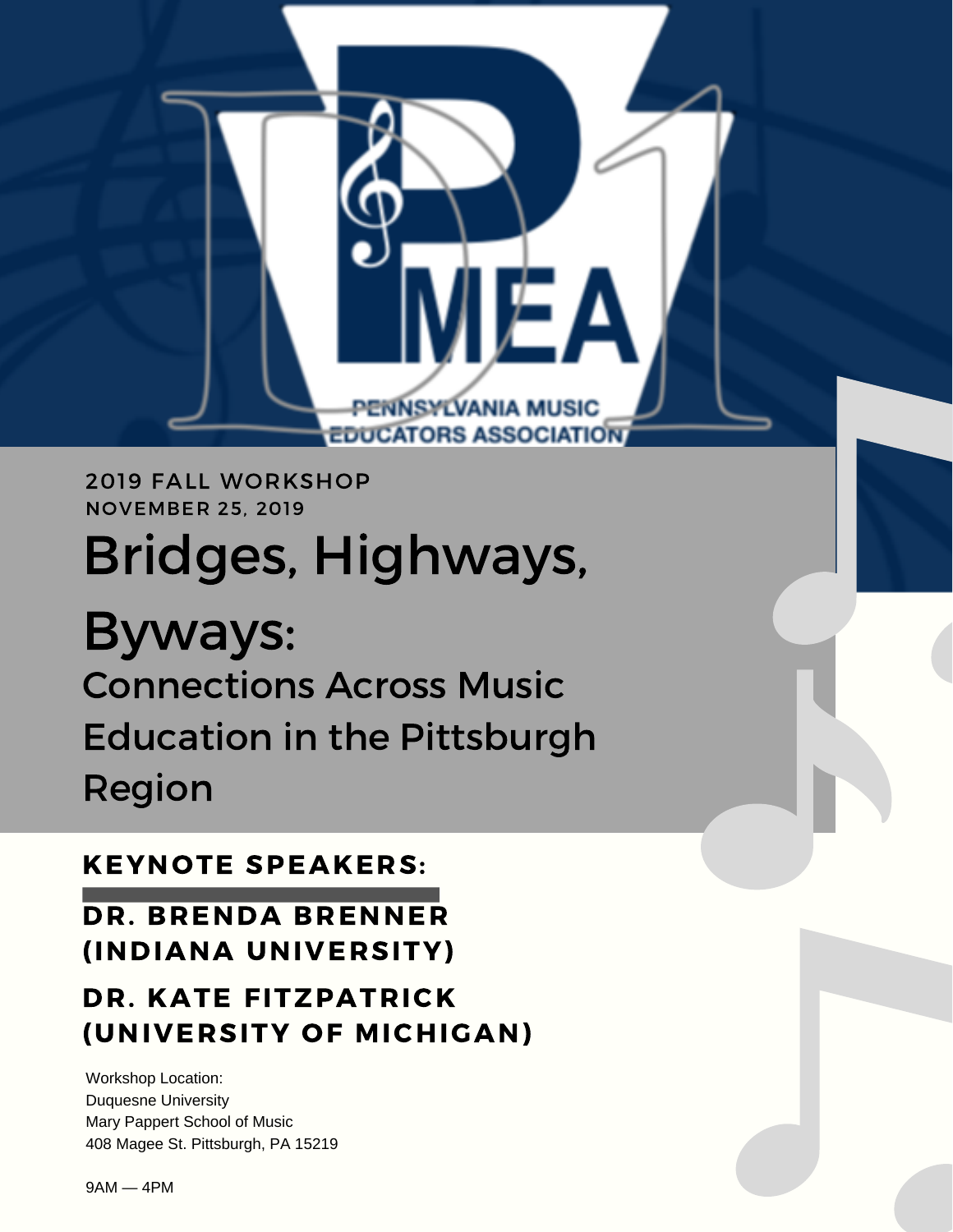PENNSYLVANIA MUSIC EDUCATORS ASSOCIATION

2019 FALL WORKSHOP
NOVEMBER 25, 2019

# Bridges, Highways, Byways:

## Connections Across Music Education in the Pittsburgh Region

**KEYNOTE SPEAKERS:**

**DR. BRENDA BRENNER (INDIANA UNIVERSITY)**

**DR. KATE FITZPATRICK (UNIVERSITY OF MICHIGAN)**

Workshop Location:
Duquesne University
Mary Pappert School of Music
408 Magee St. Pittsburgh, PA 15219

9AM — 4PM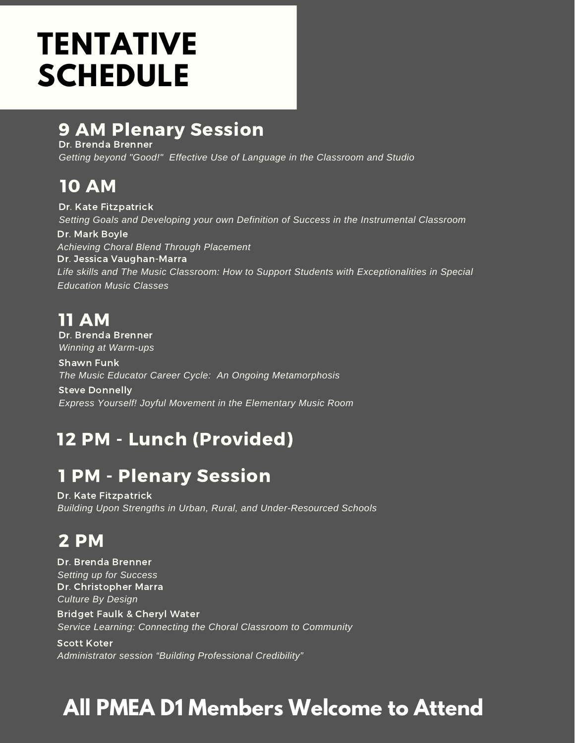# TENTATIVE SCHEDULE

## 9 AM Plenary Session

Dr. Brenda Brenner

*Getting beyond "Good!" Effective Use of Language in the Classroom and Studio*

## 10 AM

Dr. Kate Fitzpatrick

*Setting Goals and Developing your own Definition of Success in the Instrumental Classroom*

Dr. Mark Boyle

*Achieving Choral Blend Through Placement*

Dr. Jessica Vaughan-Marra

*Life skills and The Music Classroom: How to Support Students with Exceptionalities in Special Education Music Classes*

## 11 AM

Dr. Brenda Brenner

*Winning at Warm-ups*

Shawn Funk

*The Music Educator Career Cycle: An Ongoing Metamorphosis*

Steve Donnelly

*Express Yourself! Joyful Movement in the Elementary Music Room*

## 12 PM - Lunch (Provided)

## 1 PM - Plenary Session

Dr. Kate Fitzpatrick

*Building Upon Strengths in Urban, Rural, and Under-Resourced Schools*

## 2 PM

Dr. Brenda Brenner

*Setting up for Success*

Dr. Christopher Marra

*Culture By Design*

Bridget Faulk & Cheryl Water

*Service Learning: Connecting the Choral Classroom to Community*

Scott Koter

*Administrator session "Building Professional Credibility"*

## All PMEA D1 Members Welcome to Attend